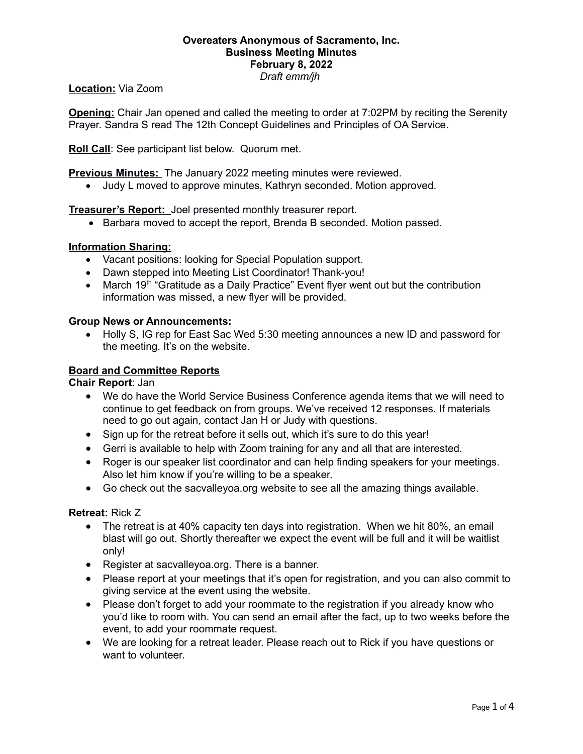# Overeaters Anonymous of Sacramento, Inc.
## Business Meeting Minutes
### February 8, 2022

*Draft emm/jh*

**Location:** Via Zoom

**Opening:** Chair Jan opened and called the meeting to order at 7:02PM by reciting the Serenity Prayer. Sandra S read The 12th Concept Guidelines and Principles of OA Service.

**Roll Call**: See participant list below. Quorum met.

**Previous Minutes:** The January 2022 meeting minutes were reviewed.

- Judy L moved to approve minutes, Kathryn seconded. Motion approved.

**Treasurer's Report:** Joel presented monthly treasurer report.

- Barbara moved to accept the report, Brenda B seconded. Motion passed.

**Information Sharing:**

- Vacant positions: looking for Special Population support.
- Dawn stepped into Meeting List Coordinator! Thank-you!
- March 19th "Gratitude as a Daily Practice" Event flyer went out but the contribution information was missed, a new flyer will be provided.

**Group News or Announcements:**

- Holly S, IG rep for East Sac Wed 5:30 meeting announces a new ID and password for the meeting. It's on the website.

**Board and Committee Reports**

**Chair Report**: Jan

- We do have the World Service Business Conference agenda items that we will need to continue to get feedback on from groups. We've received 12 responses. If materials need to go out again, contact Jan H or Judy with questions.
- Sign up for the retreat before it sells out, which it's sure to do this year!
- Gerri is available to help with Zoom training for any and all that are interested.
- Roger is our speaker list coordinator and can help finding speakers for your meetings. Also let him know if you're willing to be a speaker.
- Go check out the sacvalleyoa.org website to see all the amazing things available.

**Retreat:** Rick Z

- The retreat is at 40% capacity ten days into registration. When we hit 80%, an email blast will go out. Shortly thereafter we expect the event will be full and it will be waitlist only!
- Register at sacvalleyoa.org. There is a banner.
- Please report at your meetings that it's open for registration, and you can also commit to giving service at the event using the website.
- Please don't forget to add your roommate to the registration if you already know who you'd like to room with. You can send an email after the fact, up to two weeks before the event, to add your roommate request.
- We are looking for a retreat leader. Please reach out to Rick if you have questions or want to volunteer.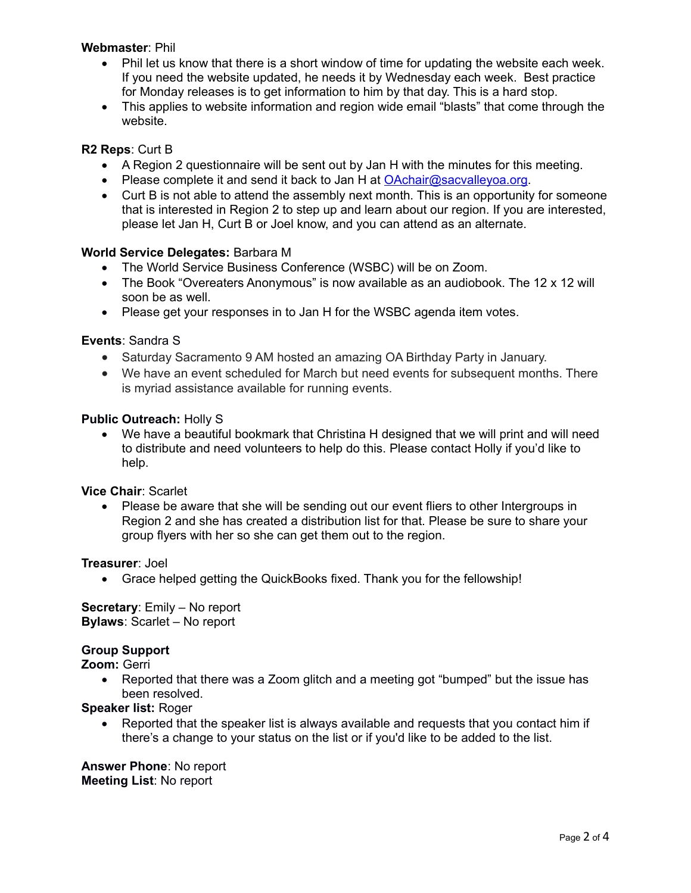**Webmaster**: Phil

- Phil let us know that there is a short window of time for updating the website each week. If you need the website updated, he needs it by Wednesday each week. Best practice for Monday releases is to get information to him by that day. This is a hard stop.
- This applies to website information and region wide email "blasts" that come through the website.

**R2 Reps**: Curt B

- A Region 2 questionnaire will be sent out by Jan H with the minutes for this meeting.
- Please complete it and send it back to Jan H at OAchair@sacvalleyoa.org.
- Curt B is not able to attend the assembly next month. This is an opportunity for someone that is interested in Region 2 to step up and learn about our region. If you are interested, please let Jan H, Curt B or Joel know, and you can attend as an alternate.

**World Service Delegates:** Barbara M

- The World Service Business Conference (WSBC) will be on Zoom.
- The Book "Overeaters Anonymous" is now available as an audiobook. The 12 x 12 will soon be as well.
- Please get your responses in to Jan H for the WSBC agenda item votes.

**Events**: Sandra S

- Saturday Sacramento 9 AM hosted an amazing OA Birthday Party in January.
- We have an event scheduled for March but need events for subsequent months. There is myriad assistance available for running events.

**Public Outreach:** Holly S

- We have a beautiful bookmark that Christina H designed that we will print and will need to distribute and need volunteers to help do this. Please contact Holly if you'd like to help.

**Vice Chair**: Scarlet

- Please be aware that she will be sending out our event fliers to other Intergroups in Region 2 and she has created a distribution list for that. Please be sure to share your group flyers with her so she can get them out to the region.

**Treasurer**: Joel

- Grace helped getting the QuickBooks fixed. Thank you for the fellowship!

**Secretary**: Emily – No report
**Bylaws**: Scarlet – No report

**Group Support**
**Zoom:** Gerri

- Reported that there was a Zoom glitch and a meeting got "bumped" but the issue has been resolved.

**Speaker list:** Roger

- Reported that the speaker list is always available and requests that you contact him if there's a change to your status on the list or if you'd like to be added to the list.

**Answer Phone**: No report
**Meeting List**: No report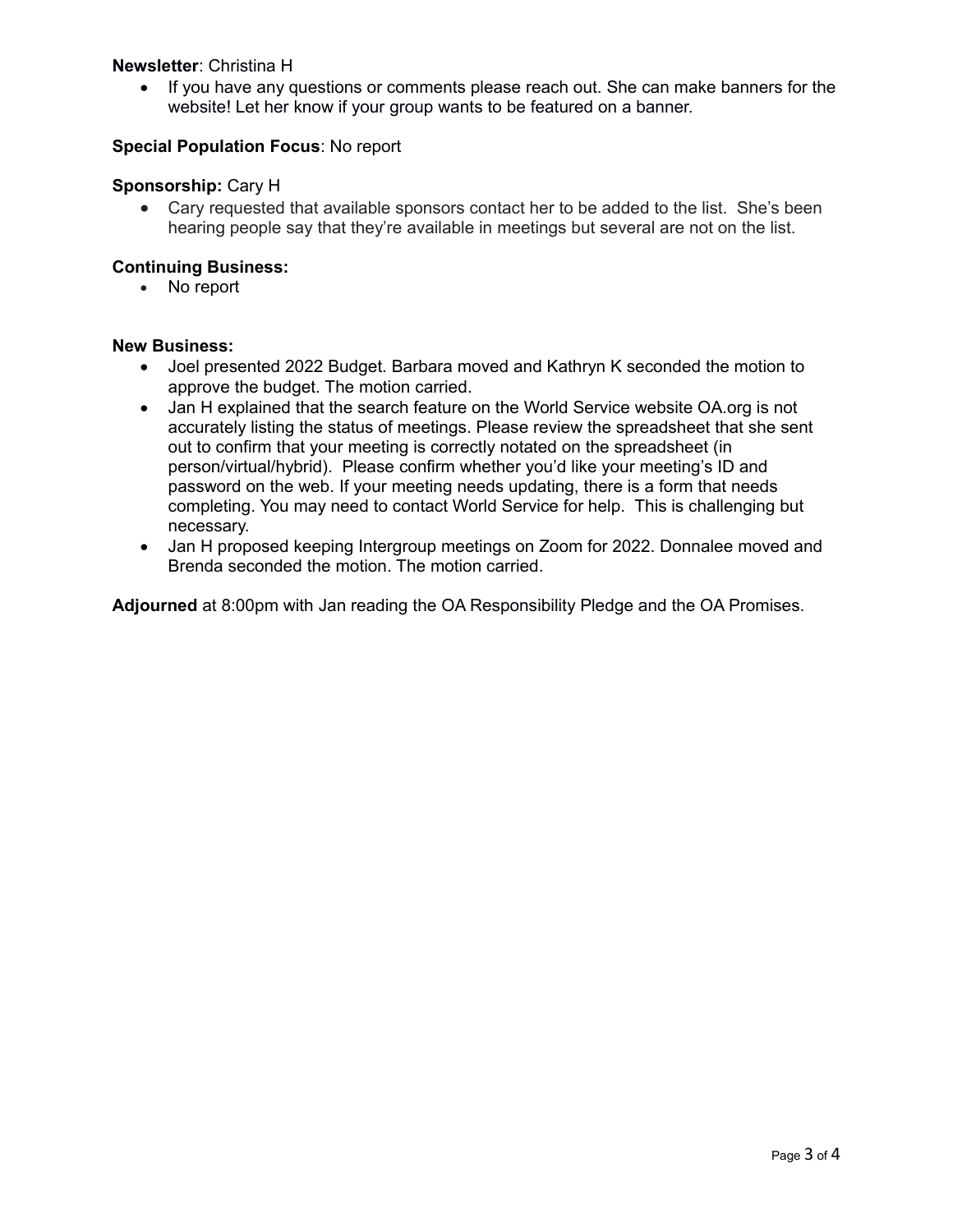**Newsletter**: Christina H

- If you have any questions or comments please reach out. She can make banners for the website! Let her know if your group wants to be featured on a banner.

**Special Population Focus**: No report

**Sponsorship:** Cary H

- Cary requested that available sponsors contact her to be added to the list. She's been hearing people say that they're available in meetings but several are not on the list.

**Continuing Business:**

- No report

**New Business:**

- Joel presented 2022 Budget. Barbara moved and Kathryn K seconded the motion to approve the budget. The motion carried.
- Jan H explained that the search feature on the World Service website OA.org is not accurately listing the status of meetings. Please review the spreadsheet that she sent out to confirm that your meeting is correctly notated on the spreadsheet (in person/virtual/hybrid). Please confirm whether you'd like your meeting's ID and password on the web. If your meeting needs updating, there is a form that needs completing. You may need to contact World Service for help. This is challenging but necessary.
- Jan H proposed keeping Intergroup meetings on Zoom for 2022. Donnalee moved and Brenda seconded the motion. The motion carried.

**Adjourned** at 8:00pm with Jan reading the OA Responsibility Pledge and the OA Promises.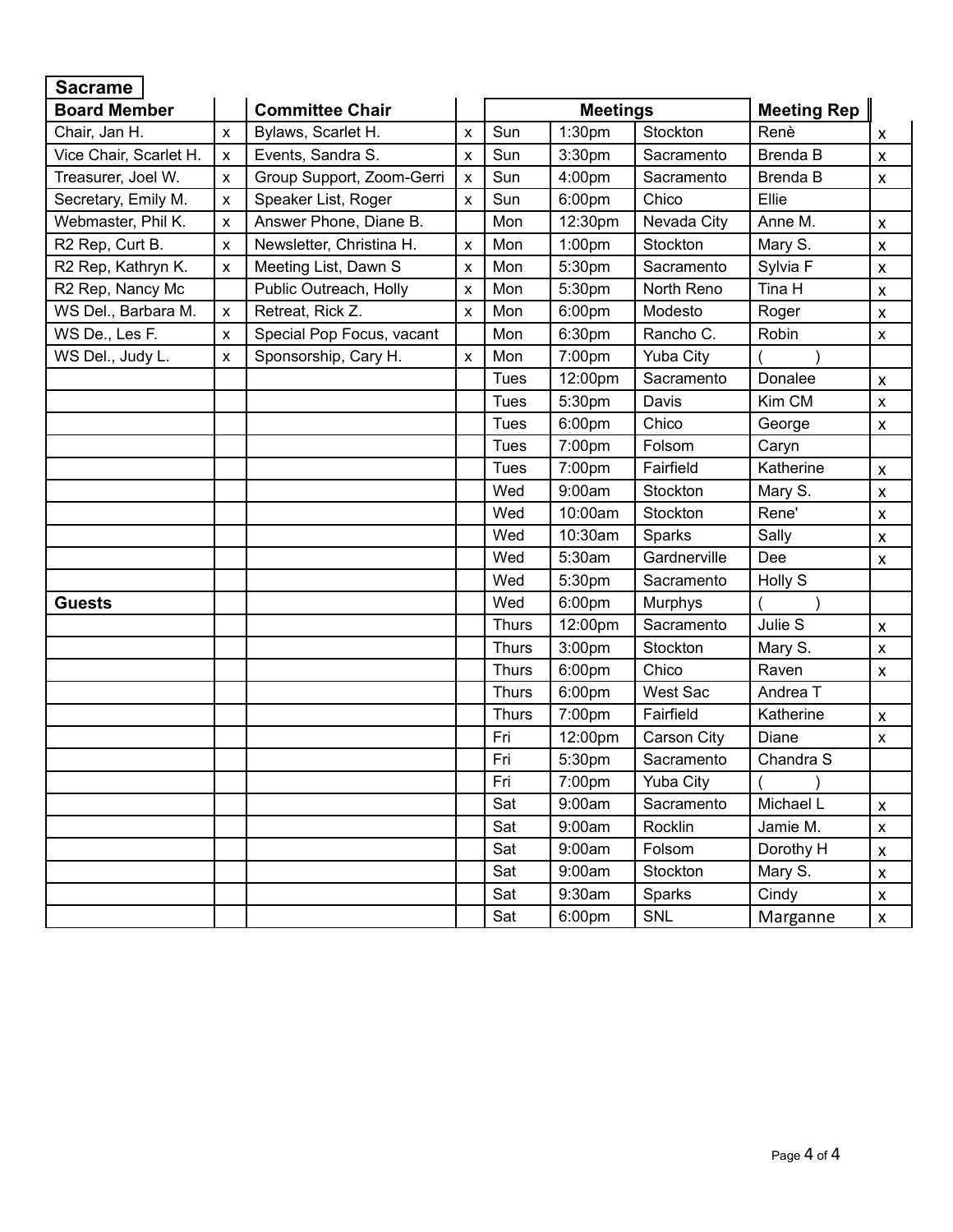**Sacrame**

| Board Member | | Committee Chair | | Meetings | | | Meeting Rep | |
|---|---|---|---|---|---|---|---|---|
| Chair, Jan H. | x | Bylaws, Scarlet H. | x | Sun | 1:30pm | Stockton | Renè | x |
| Vice Chair, Scarlet H. | x | Events, Sandra S. | x | Sun | 3:30pm | Sacramento | Brenda B | x |
| Treasurer, Joel W. | x | Group Support, Zoom-Gerri | x | Sun | 4:00pm | Sacramento | Brenda B | x |
| Secretary, Emily M. | x | Speaker List, Roger | x | Sun | 6:00pm | Chico | Ellie | |
| Webmaster, Phil K. | x | Answer Phone, Diane B. | | Mon | 12:30pm | Nevada City | Anne M. | x |
| R2 Rep, Curt B. | x | Newsletter, Christina H. | x | Mon | 1:00pm | Stockton | Mary S. | x |
| R2 Rep, Kathryn K. | x | Meeting List, Dawn S | x | Mon | 5:30pm | Sacramento | Sylvia F | x |
| R2 Rep, Nancy Mc | | Public Outreach, Holly | x | Mon | 5:30pm | North Reno | Tina H | x |
| WS Del., Barbara M. | x | Retreat, Rick Z. | x | Mon | 6:00pm | Modesto | Roger | x |
| WS De., Les F. | x | Special Pop Focus, vacant | | Mon | 6:30pm | Rancho C. | Robin | x |
| WS Del., Judy L. | x | Sponsorship, Cary H. | x | Mon | 7:00pm | Yuba City | ( ) | |
| | | | | Tues | 12:00pm | Sacramento | Donalee | x |
| | | | | Tues | 5:30pm | Davis | Kim CM | x |
| | | | | Tues | 6:00pm | Chico | George | x |
| | | | | Tues | 7:00pm | Folsom | Caryn | |
| | | | | Tues | 7:00pm | Fairfield | Katherine | x |
| | | | | Wed | 9:00am | Stockton | Mary S. | x |
| | | | | Wed | 10:00am | Stockton | Rene' | x |
| | | | | Wed | 10:30am | Sparks | Sally | x |
| | | | | Wed | 5:30am | Gardnerville | Dee | x |
| | | | | Wed | 5:30pm | Sacramento | Holly S | |
| **Guests** | | | | Wed | 6:00pm | Murphys | ( ) | |
| | | | | Thurs | 12:00pm | Sacramento | Julie S | x |
| | | | | Thurs | 3:00pm | Stockton | Mary S. | x |
| | | | | Thurs | 6:00pm | Chico | Raven | x |
| | | | | Thurs | 6:00pm | West Sac | Andrea T | |
| | | | | Thurs | 7:00pm | Fairfield | Katherine | x |
| | | | | Fri | 12:00pm | Carson City | Diane | x |
| | | | | Fri | 5:30pm | Sacramento | Chandra S | |
| | | | | Fri | 7:00pm | Yuba City | ( ) | |
| | | | | Sat | 9:00am | Sacramento | Michael L | x |
| | | | | Sat | 9:00am | Rocklin | Jamie M. | x |
| | | | | Sat | 9:00am | Folsom | Dorothy H | x |
| | | | | Sat | 9:00am | Stockton | Mary S. | x |
| | | | | Sat | 9:30am | Sparks | Cindy | x |
| | | | | Sat | 6:00pm | SNL | Marganne | x |